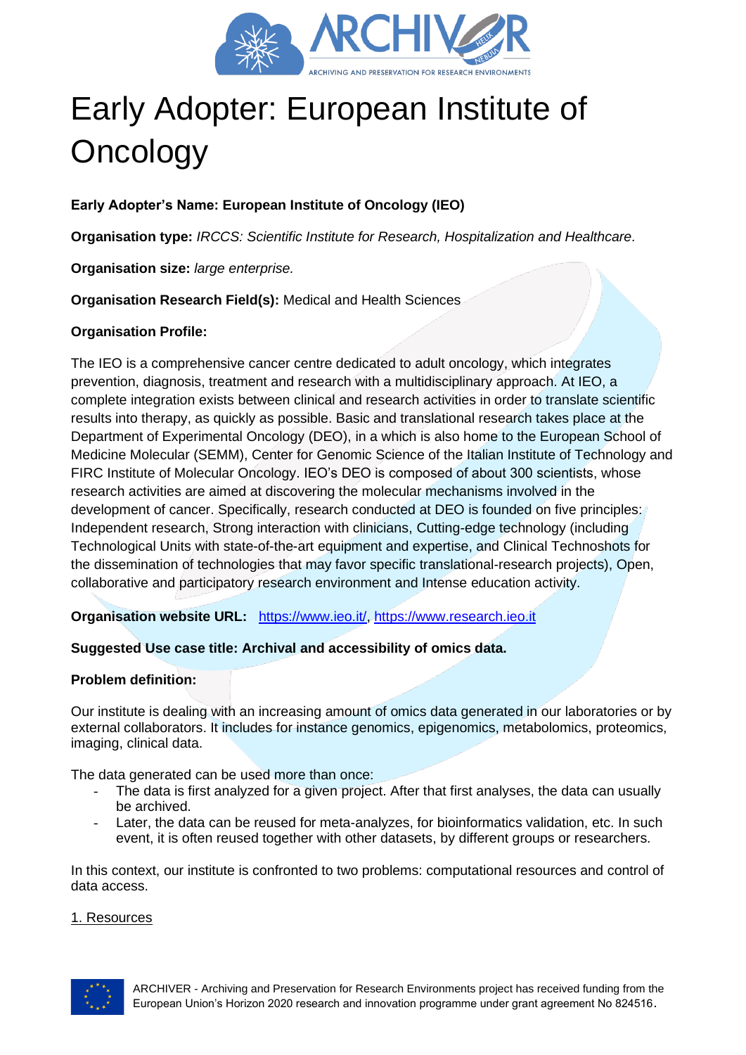# Early Adopter: European Institute of Oncology

**Early Adopter's Name: European Institute of Oncology (IEO)**

**Organisation type:** *IRCCS: Scientific Institute for Research, Hospitalization and Healthcare.*

**Organisation size:** *large enterprise.*

**Organisation Research Field(s):** Medical and Health Sciences

**Organisation Profile:**

The IEO is a comprehensive cancer centre dedicated to adult oncology, which integrates prevention, diagnosis, treatment and research with a multidisciplinary approach. At IEO, a complete integration exists between clinical and research activities in order to translate scientific results into therapy, as quickly as possible. Basic and translational research takes place at the Department of Experimental Oncology (DEO), in a which is also home to the European School of Medicine Molecular (SEMM), Center for Genomic Science of the Italian Institute of Technology and FIRC Institute of Molecular Oncology. IEO's DEO is composed of about 300 scientists, whose research activities are aimed at discovering the molecular mechanisms involved in the development of cancer. Specifically, research conducted at DEO is founded on five principles: Independent research, Strong interaction with clinicians, Cutting-edge technology (including Technological Units with state-of-the-art equipment and expertise, and Clinical Technoshots for the dissemination of technologies that may favor specific translational-research projects), Open, collaborative and participatory research environment and Intense education activity.

**Organisation website URL:** https://www.ieo.it/, https://www.research.ieo.it

**Suggested Use case title: Archival and accessibility of omics data.**

**Problem definition:**

Our institute is dealing with an increasing amount of omics data generated in our laboratories or by external collaborators. It includes for instance genomics, epigenomics, metabolomics, proteomics, imaging, clinical data.

The data generated can be used more than once:

- The data is first analyzed for a given project. After that first analyses, the data can usually be archived.
- Later, the data can be reused for meta-analyzes, for bioinformatics validation, etc. In such event, it is often reused together with other datasets, by different groups or researchers.

In this context, our institute is confronted to two problems: computational resources and control of data access.

1. Resources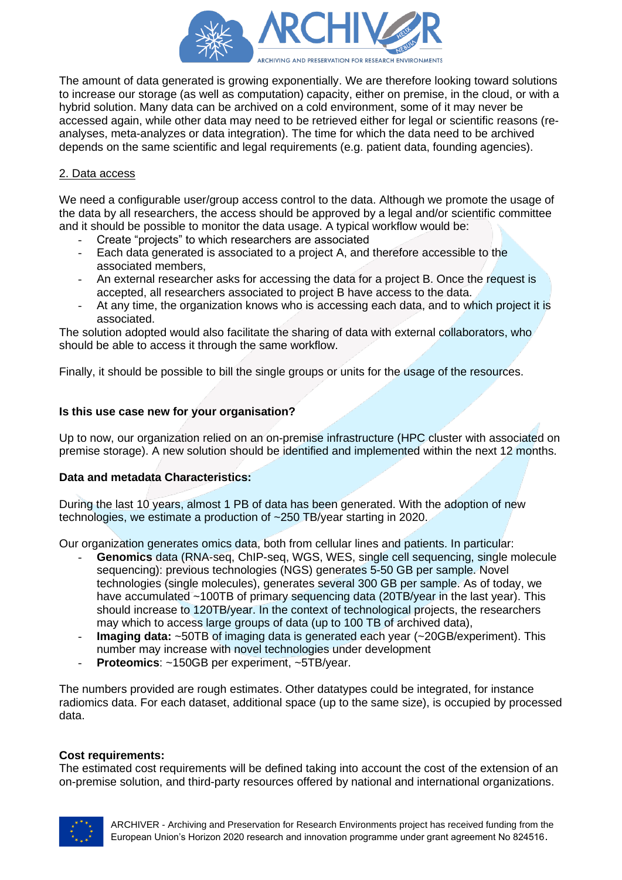The amount of data generated is growing exponentially. We are therefore looking toward solutions to increase our storage (as well as computation) capacity, either on premise, in the cloud, or with a hybrid solution. Many data can be archived on a cold environment, some of it may never be accessed again, while other data may need to be retrieved either for legal or scientific reasons (re-analyses, meta-analyzes or data integration). The time for which the data need to be archived depends on the same scientific and legal requirements (e.g. patient data, founding agencies).

2. Data access

We need a configurable user/group access control to the data. Although we promote the usage of the data by all researchers, the access should be approved by a legal and/or scientific committee and it should be possible to monitor the data usage. A typical workflow would be:

- Create "projects" to which researchers are associated
- Each data generated is associated to a project A, and therefore accessible to the associated members,
- An external researcher asks for accessing the data for a project B. Once the request is accepted, all researchers associated to project B have access to the data.
- At any time, the organization knows who is accessing each data, and to which project it is associated.

The solution adopted would also facilitate the sharing of data with external collaborators, who should be able to access it through the same workflow.

Finally, it should be possible to bill the single groups or units for the usage of the resources.

**Is this use case new for your organisation?**

Up to now, our organization relied on an on-premise infrastructure (HPC cluster with associated on premise storage). A new solution should be identified and implemented within the next 12 months.

**Data and metadata Characteristics:**

During the last 10 years, almost 1 PB of data has been generated. With the adoption of new technologies, we estimate a production of ~250 TB/year starting in 2020.

Our organization generates omics data, both from cellular lines and patients. In particular:

- **Genomics** data (RNA-seq, ChIP-seq, WGS, WES, single cell sequencing, single molecule sequencing): previous technologies (NGS) generates 5-50 GB per sample. Novel technologies (single molecules), generates several 300 GB per sample. As of today, we have accumulated ~100TB of primary sequencing data (20TB/year in the last year). This should increase to 120TB/year. In the context of technological projects, the researchers may which to access large groups of data (up to 100 TB of archived data),
- **Imaging data:** ~50TB of imaging data is generated each year (~20GB/experiment). This number may increase with novel technologies under development
- **Proteomics**: ~150GB per experiment, ~5TB/year.

The numbers provided are rough estimates. Other datatypes could be integrated, for instance radiomics data. For each dataset, additional space (up to the same size), is occupied by processed data.

**Cost requirements:**

The estimated cost requirements will be defined taking into account the cost of the extension of an on-premise solution, and third-party resources offered by national and international organizations.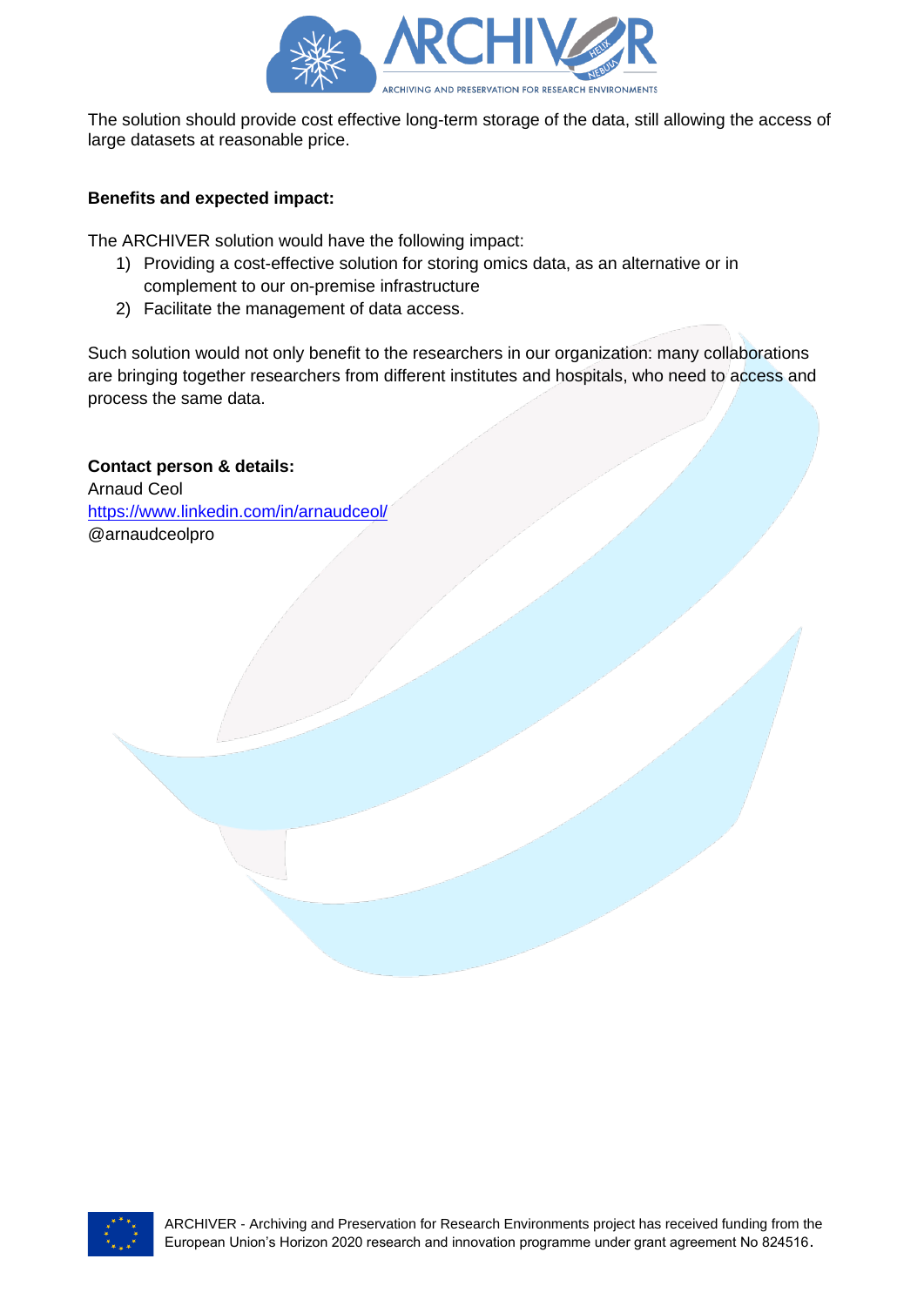The solution should provide cost effective long-term storage of the data, still allowing the access of large datasets at reasonable price.

**Benefits and expected impact:**

The ARCHIVER solution would have the following impact:

1) Providing a cost-effective solution for storing omics data, as an alternative or in complement to our on-premise infrastructure
2) Facilitate the management of data access.

Such solution would not only benefit to the researchers in our organization: many collaborations are bringing together researchers from different institutes and hospitals, who need to access and process the same data.

**Contact person & details:**
Arnaud Ceol
[https://www.linkedin.com/in/arnaudceol/](https://www.linkedin.com/in/arnaudceol/)
@arnaudceolpro